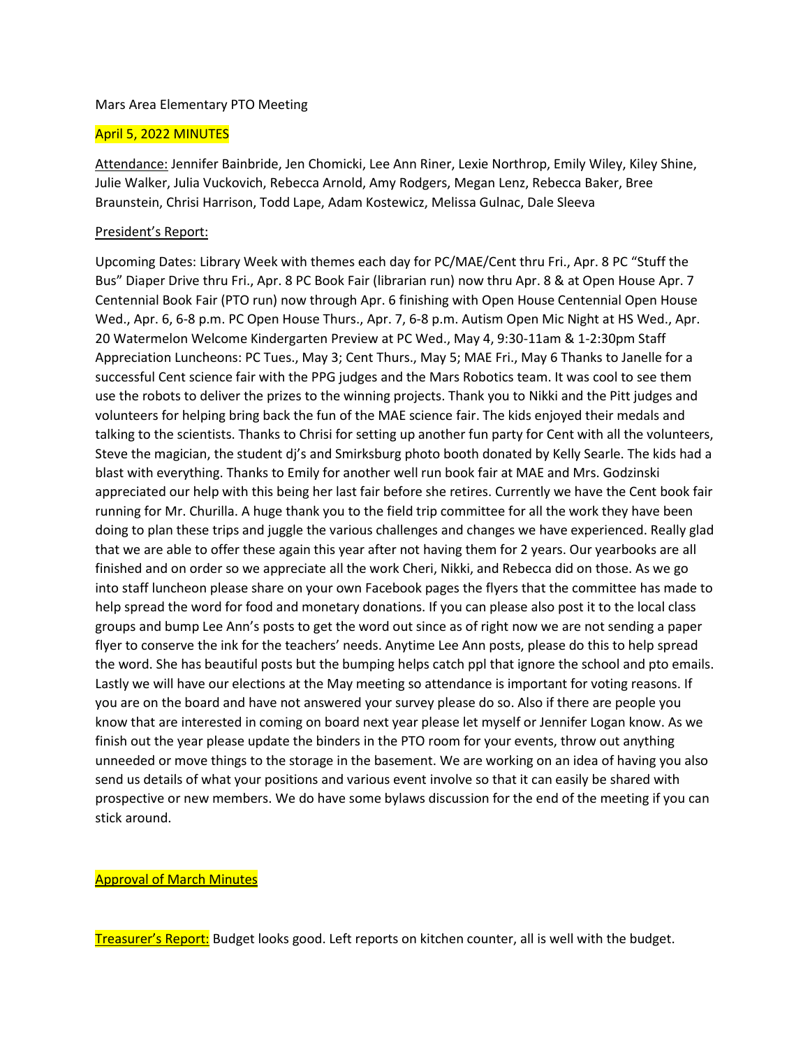Mars Area Elementary PTO Meeting

April 5, 2022 MINUTES

Attendance: Jennifer Bainbride, Jen Chomicki, Lee Ann Riner, Lexie Northrop, Emily Wiley, Kiley Shine, Julie Walker, Julia Vuckovich, Rebecca Arnold, Amy Rodgers, Megan Lenz, Rebecca Baker, Bree Braunstein, Chrisi Harrison, Todd Lape, Adam Kostewicz, Melissa Gulnac, Dale Sleeva

President's Report:

Upcoming Dates: Library Week with themes each day for PC/MAE/Cent thru Fri., Apr. 8 PC "Stuff the Bus" Diaper Drive thru Fri., Apr. 8 PC Book Fair (librarian run) now thru Apr. 8 & at Open House Apr. 7 Centennial Book Fair (PTO run) now through Apr. 6 finishing with Open House Centennial Open House Wed., Apr. 6, 6-8 p.m. PC Open House Thurs., Apr. 7, 6-8 p.m. Autism Open Mic Night at HS Wed., Apr. 20 Watermelon Welcome Kindergarten Preview at PC Wed., May 4, 9:30-11am & 1-2:30pm Staff Appreciation Luncheons: PC Tues., May 3; Cent Thurs., May 5; MAE Fri., May 6 Thanks to Janelle for a successful Cent science fair with the PPG judges and the Mars Robotics team. It was cool to see them use the robots to deliver the prizes to the winning projects. Thank you to Nikki and the Pitt judges and volunteers for helping bring back the fun of the MAE science fair. The kids enjoyed their medals and talking to the scientists. Thanks to Chrisi for setting up another fun party for Cent with all the volunteers, Steve the magician, the student dj's and Smirksburg photo booth donated by Kelly Searle. The kids had a blast with everything. Thanks to Emily for another well run book fair at MAE and Mrs. Godzinski appreciated our help with this being her last fair before she retires. Currently we have the Cent book fair running for Mr. Churilla. A huge thank you to the field trip committee for all the work they have been doing to plan these trips and juggle the various challenges and changes we have experienced. Really glad that we are able to offer these again this year after not having them for 2 years. Our yearbooks are all finished and on order so we appreciate all the work Cheri, Nikki, and Rebecca did on those. As we go into staff luncheon please share on your own Facebook pages the flyers that the committee has made to help spread the word for food and monetary donations. If you can please also post it to the local class groups and bump Lee Ann's posts to get the word out since as of right now we are not sending a paper flyer to conserve the ink for the teachers' needs. Anytime Lee Ann posts, please do this to help spread the word. She has beautiful posts but the bumping helps catch ppl that ignore the school and pto emails. Lastly we will have our elections at the May meeting so attendance is important for voting reasons. If you are on the board and have not answered your survey please do so. Also if there are people you know that are interested in coming on board next year please let myself or Jennifer Logan know. As we finish out the year please update the binders in the PTO room for your events, throw out anything unneeded or move things to the storage in the basement. We are working on an idea of having you also send us details of what your positions and various event involve so that it can easily be shared with prospective or new members. We do have some bylaws discussion for the end of the meeting if you can stick around.

Approval of March Minutes

Treasurer's Report: Budget looks good. Left reports on kitchen counter, all is well with the budget.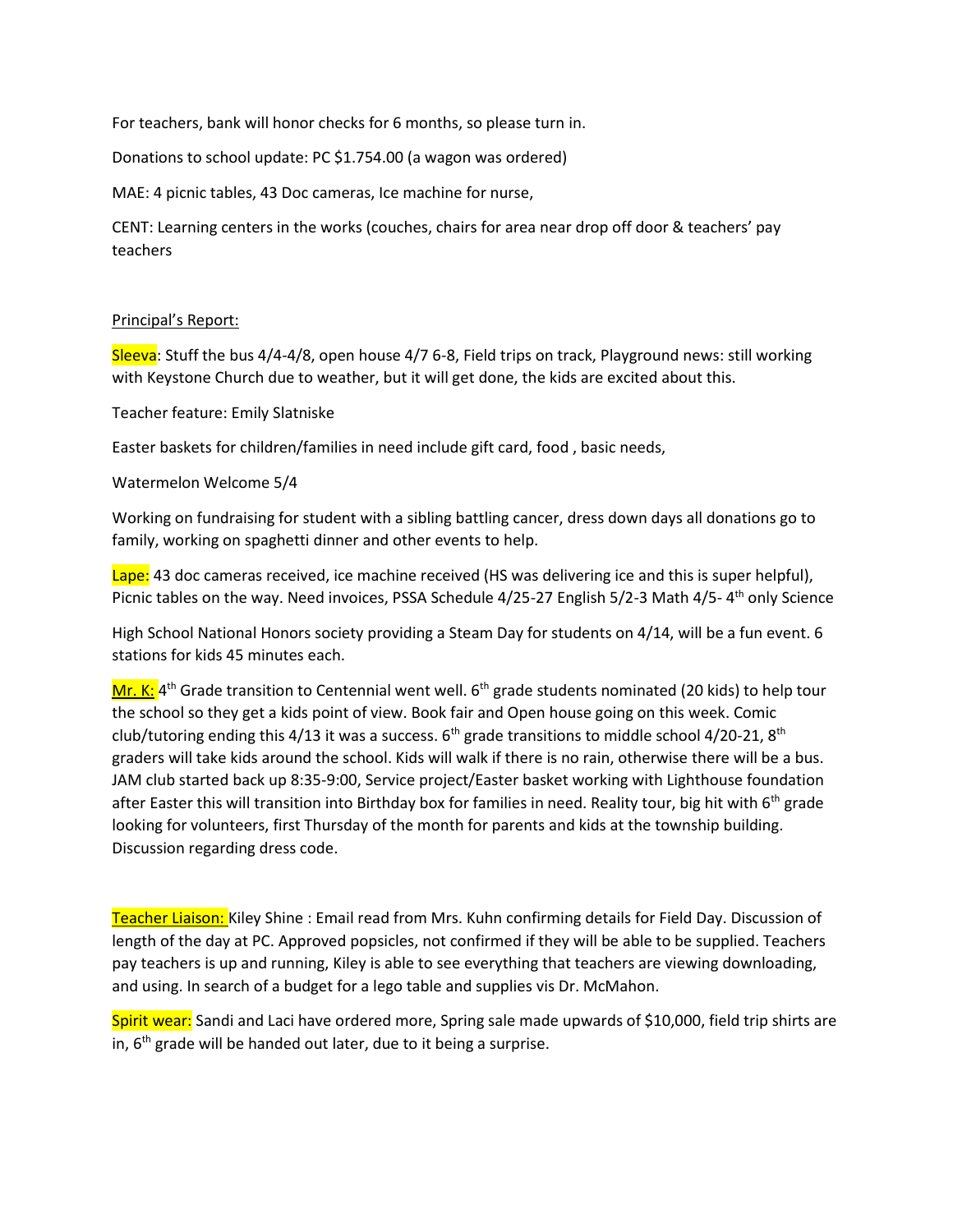For teachers, bank will honor checks for 6 months, so please turn in.

Donations to school update: PC $1.754.00 (a wagon was ordered)

MAE: 4 picnic tables, 43 Doc cameras, Ice machine for nurse,

CENT: Learning centers in the works (couches, chairs for area near drop off door & teachers' pay teachers

<u>Principal's Report:</u>

Sleeva: Stuff the bus 4/4-4/8, open house 4/7 6-8, Field trips on track, Playground news: still working with Keystone Church due to weather, but it will get done, the kids are excited about this.

Teacher feature: Emily Slatniske

Easter baskets for children/families in need include gift card, food , basic needs,

Watermelon Welcome 5/4

Working on fundraising for student with a sibling battling cancer, dress down days all donations go to family, working on spaghetti dinner and other events to help.

Lape: 43 doc cameras received, ice machine received (HS was delivering ice and this is super helpful), Picnic tables on the way. Need invoices, PSSA Schedule 4/25-27 English 5/2-3 Math 4/5- 4th only Science

High School National Honors society providing a Steam Day for students on 4/14, will be a fun event. 6 stations for kids 45 minutes each.

<u>Mr. K:</u> 4th Grade transition to Centennial went well. 6th grade students nominated (20 kids) to help tour the school so they get a kids point of view. Book fair and Open house going on this week. Comic club/tutoring ending this 4/13 it was a success. 6th grade transitions to middle school 4/20-21, 8th graders will take kids around the school. Kids will walk if there is no rain, otherwise there will be a bus. JAM club started back up 8:35-9:00, Service project/Easter basket working with Lighthouse foundation after Easter this will transition into Birthday box for families in need. Reality tour, big hit with 6th grade looking for volunteers, first Thursday of the month for parents and kids at the township building. Discussion regarding dress code.

<u>Teacher Liaison:</u> Kiley Shine : Email read from Mrs. Kuhn confirming details for Field Day. Discussion of length of the day at PC. Approved popsicles, not confirmed if they will be able to be supplied. Teachers pay teachers is up and running, Kiley is able to see everything that teachers are viewing downloading, and using. In search of a budget for a lego table and supplies vis Dr. McMahon.

Spirit wear: Sandi and Laci have ordered more, Spring sale made upwards of $10,000, field trip shirts are in, 6th grade will be handed out later, due to it being a surprise.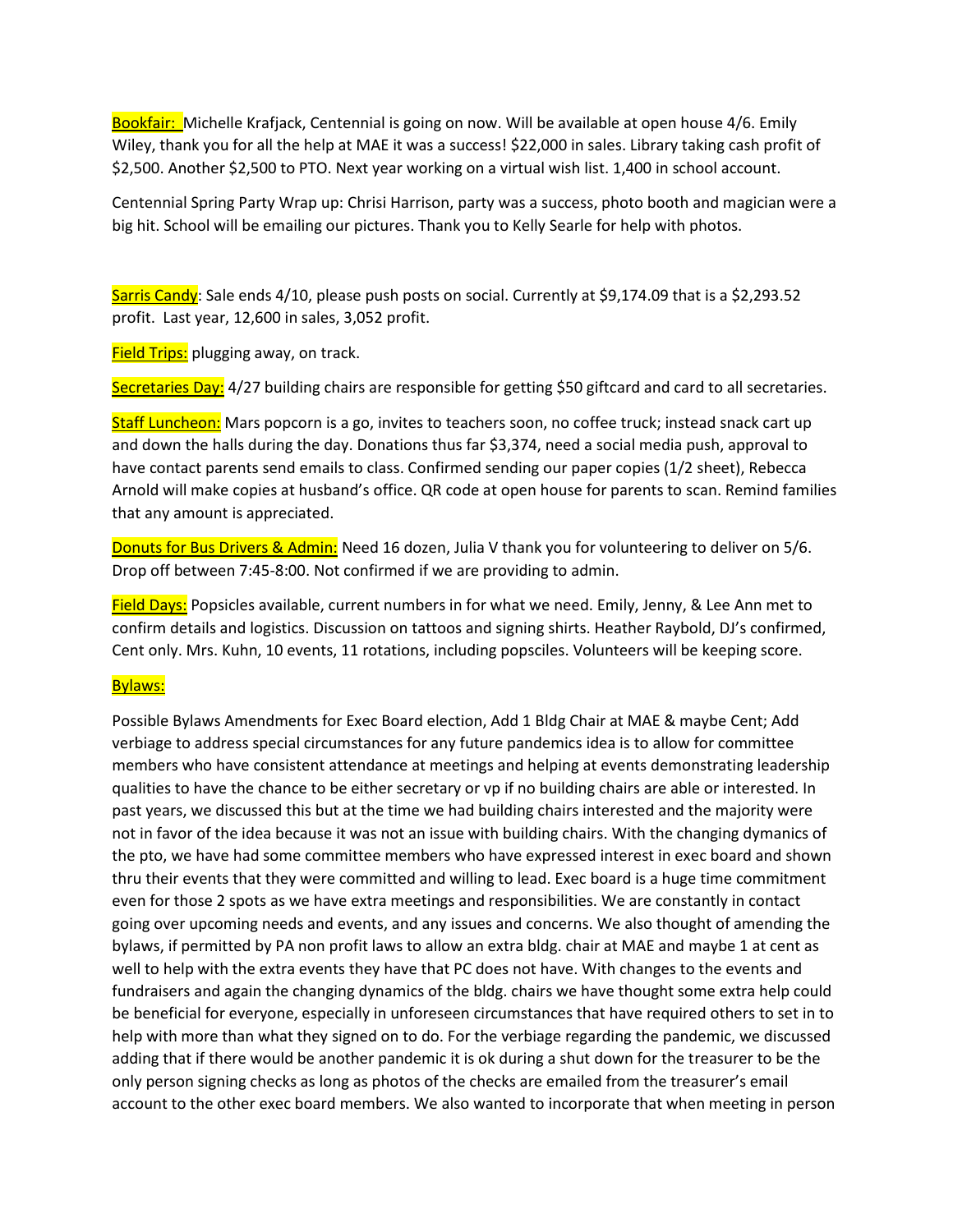**Bookfair:** Michelle Krafjack, Centennial is going on now. Will be available at open house 4/6. Emily Wiley, thank you for all the help at MAE it was a success! $22,000 in sales. Library taking cash profit of $2,500. Another $2,500 to PTO. Next year working on a virtual wish list. 1,400 in school account.

Centennial Spring Party Wrap up: Chrisi Harrison, party was a success, photo booth and magician were a big hit. School will be emailing our pictures. Thank you to Kelly Searle for help with photos.

**Sarris Candy**: Sale ends 4/10, please push posts on social. Currently at $9,174.09 that is a $2,293.52 profit. Last year, 12,600 in sales, 3,052 profit.

**Field Trips:** plugging away, on track.

**Secretaries Day:** 4/27 building chairs are responsible for getting $50 giftcard and card to all secretaries.

**Staff Luncheon:** Mars popcorn is a go, invites to teachers soon, no coffee truck; instead snack cart up and down the halls during the day. Donations thus far $3,374, need a social media push, approval to have contact parents send emails to class. Confirmed sending our paper copies (1/2 sheet), Rebecca Arnold will make copies at husband's office. QR code at open house for parents to scan. Remind families that any amount is appreciated.

**Donuts for Bus Drivers & Admin:** Need 16 dozen, Julia V thank you for volunteering to deliver on 5/6. Drop off between 7:45-8:00. Not confirmed if we are providing to admin.

**Field Days:** Popsicles available, current numbers in for what we need. Emily, Jenny, & Lee Ann met to confirm details and logistics. Discussion on tattoos and signing shirts. Heather Raybold, DJ's confirmed, Cent only. Mrs. Kuhn, 10 events, 11 rotations, including popsciles. Volunteers will be keeping score.

**Bylaws:**

Possible Bylaws Amendments for Exec Board election, Add 1 Bldg Chair at MAE & maybe Cent; Add verbiage to address special circumstances for any future pandemics idea is to allow for committee members who have consistent attendance at meetings and helping at events demonstrating leadership qualities to have the chance to be either secretary or vp if no building chairs are able or interested. In past years, we discussed this but at the time we had building chairs interested and the majority were not in favor of the idea because it was not an issue with building chairs. With the changing dymanics of the pto, we have had some committee members who have expressed interest in exec board and shown thru their events that they were committed and willing to lead. Exec board is a huge time commitment even for those 2 spots as we have extra meetings and responsibilities. We are constantly in contact going over upcoming needs and events, and any issues and concerns. We also thought of amending the bylaws, if permitted by PA non profit laws to allow an extra bldg. chair at MAE and maybe 1 at cent as well to help with the extra events they have that PC does not have. With changes to the events and fundraisers and again the changing dynamics of the bldg. chairs we have thought some extra help could be beneficial for everyone, especially in unforeseen circumstances that have required others to set in to help with more than what they signed on to do. For the verbiage regarding the pandemic, we discussed adding that if there would be another pandemic it is ok during a shut down for the treasurer to be the only person signing checks as long as photos of the checks are emailed from the treasurer's email account to the other exec board members. We also wanted to incorporate that when meeting in person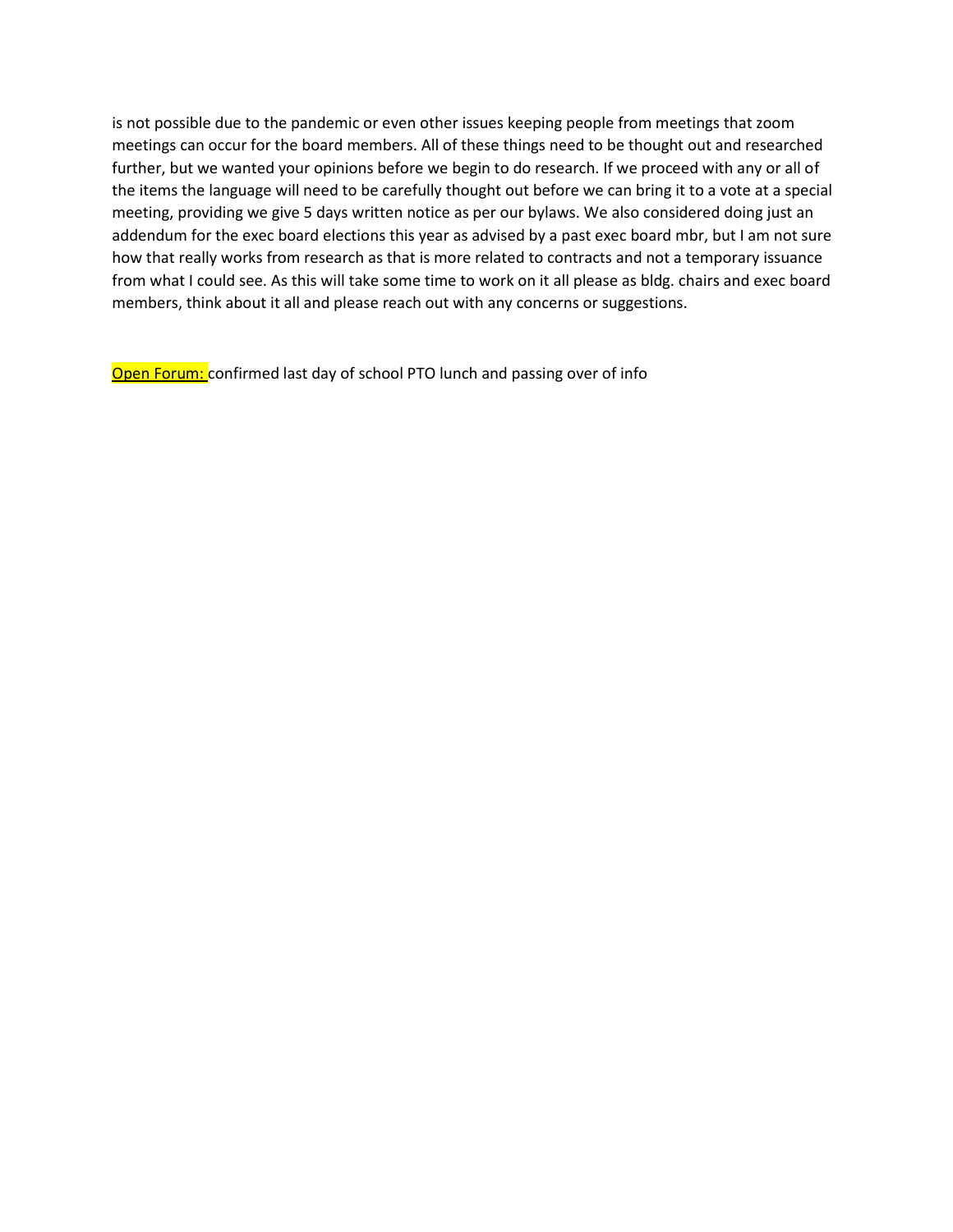is not possible due to the pandemic or even other issues keeping people from meetings that zoom meetings can occur for the board members. All of these things need to be thought out and researched further, but we wanted your opinions before we begin to do research. If we proceed with any or all of the items the language will need to be carefully thought out before we can bring it to a vote at a special meeting, providing we give 5 days written notice as per our bylaws. We also considered doing just an addendum for the exec board elections this year as advised by a past exec board mbr, but I am not sure how that really works from research as that is more related to contracts and not a temporary issuance from what I could see. As this will take some time to work on it all please as bldg. chairs and exec board members, think about it all and please reach out with any concerns or suggestions.

Open Forum: confirmed last day of school PTO lunch and passing over of info